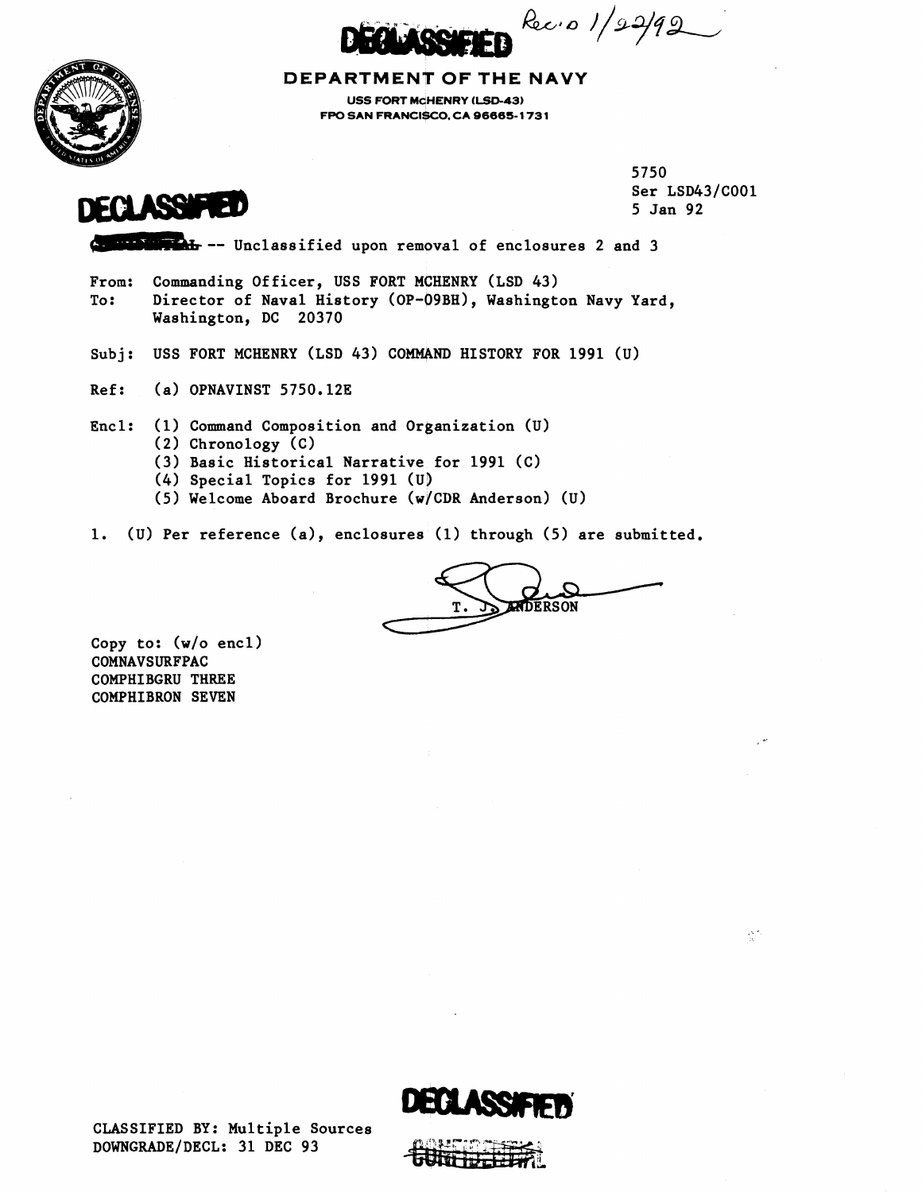DECLASSIFIED Rec'd 1/22/92

**DEPARTMENT OF THE NAVY**

USS FORT McHENRY (LSD-43)
FPO SAN FRANCISCO, CA 96665-1731

DECLASSIFIED

5750
Ser LSD43/C001
5 Jan 92

~~CONFIDENTIAL~~ -- Unclassified upon removal of enclosures 2 and 3

From: Commanding Officer, USS FORT MCHENRY (LSD 43)
To: Director of Naval History (OP-09BH), Washington Navy Yard, Washington, DC 20370

Subj: USS FORT MCHENRY (LSD 43) COMMAND HISTORY FOR 1991 (U)

Ref: (a) OPNAVINST 5750.12E

Encl: (1) Command Composition and Organization (U)
(2) Chronology (C)
(3) Basic Historical Narrative for 1991 (C)
(4) Special Topics for 1991 (U)
(5) Welcome Aboard Brochure (w/CDR Anderson) (U)

1. (U) Per reference (a), enclosures (1) through (5) are submitted.

T. J. ANDERSON

Copy to: (w/o encl)
COMNAVSURFPAC
COMPHIBGRU THREE
COMPHIBRON SEVEN

CLASSIFIED BY: Multiple Sources
DOWNGRADE/DECL: 31 DEC 93

DECLASSIFIED
~~CONFIDENTIAL~~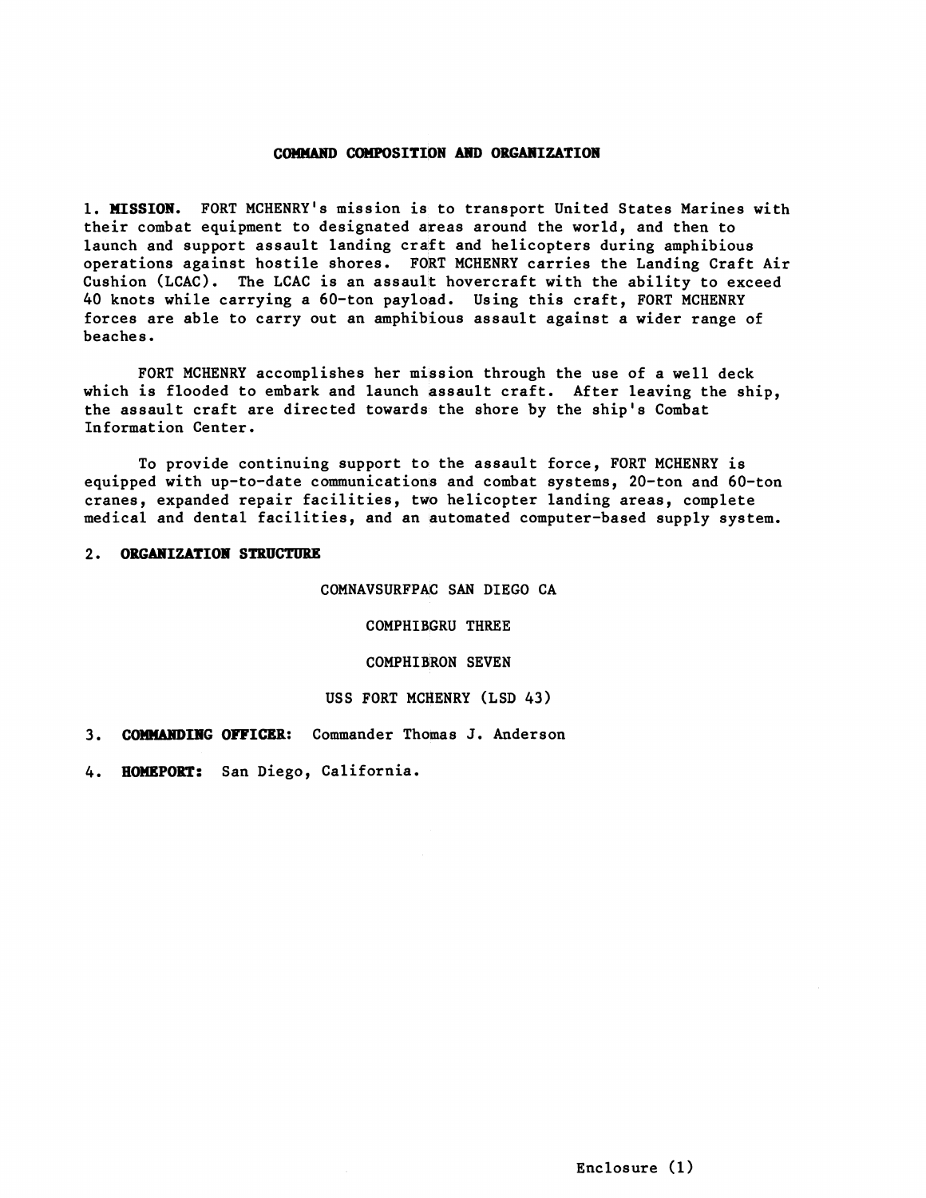## COMMAND COMPOSITION AND ORGANIZATION

1. **MISSION.** FORT MCHENRY's mission is to transport United States Marines with their combat equipment to designated areas around the world, and then to launch and support assault landing craft and helicopters during amphibious operations against hostile shores. FORT MCHENRY carries the Landing Craft Air Cushion (LCAC). The LCAC is an assault hovercraft with the ability to exceed 40 knots while carrying a 60-ton payload. Using this craft, FORT MCHENRY forces are able to carry out an amphibious assault against a wider range of beaches.

FORT MCHENRY accomplishes her mission through the use of a well deck which is flooded to embark and launch assault craft. After leaving the ship, the assault craft are directed towards the shore by the ship's Combat Information Center.

To provide continuing support to the assault force, FORT MCHENRY is equipped with up-to-date communications and combat systems, 20-ton and 60-ton cranes, expanded repair facilities, two helicopter landing areas, complete medical and dental facilities, and an automated computer-based supply system.

2. **ORGANIZATION STRUCTURE**

COMNAVSURFPAC SAN DIEGO CA

COMPHIBGRU THREE

COMPHIBRON SEVEN

USS FORT MCHENRY (LSD 43)

3. **COMMANDING OFFICER:** Commander Thomas J. Anderson

4. **HOMEPORT:** San Diego, California.

Enclosure (1)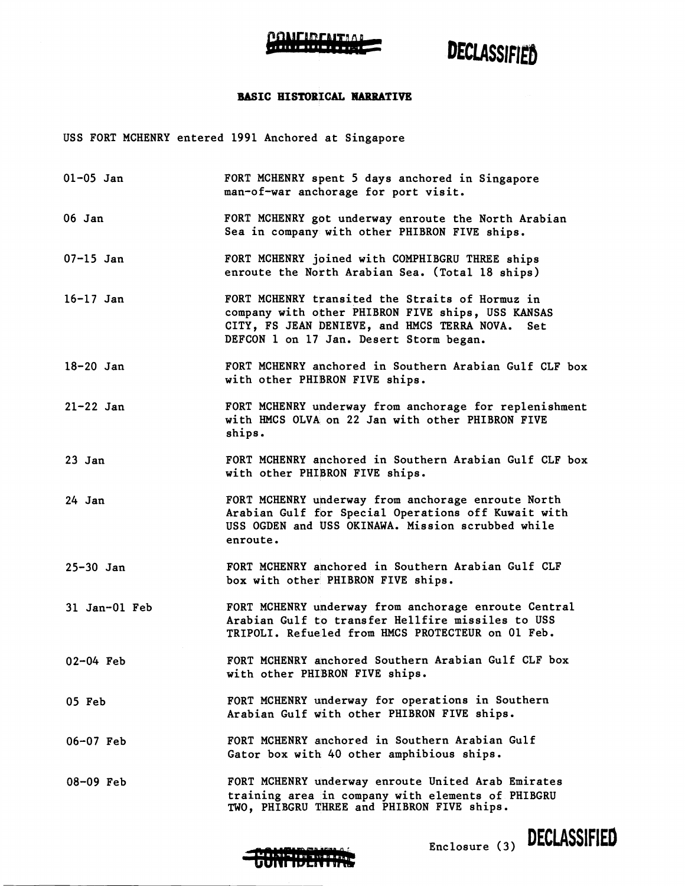# BASIC HISTORICAL NARRATIVE

USS FORT MCHENRY entered 1991 Anchored at Singapore

| | |
|---|---|
| 01-05 Jan | FORT MCHENRY spent 5 days anchored in Singapore man-of-war anchorage for port visit. |
| 06 Jan | FORT MCHENRY got underway enroute the North Arabian Sea in company with other PHIBRON FIVE ships. |
| 07-15 Jan | FORT MCHENRY joined with COMPHIBGRU THREE ships enroute the North Arabian Sea. (Total 18 ships) |
| 16-17 Jan | FORT MCHENRY transited the Straits of Hormuz in company with other PHIBRON FIVE ships, USS KANSAS CITY, FS JEAN DENIEVE, and HMCS TERRA NOVA. Set DEFCON 1 on 17 Jan. Desert Storm began. |
| 18-20 Jan | FORT MCHENRY anchored in Southern Arabian Gulf CLF box with other PHIBRON FIVE ships. |
| 21-22 Jan | FORT MCHENRY underway from anchorage for replenishment with HMCS OLVA on 22 Jan with other PHIBRON FIVE ships. |
| 23 Jan | FORT MCHENRY anchored in Southern Arabian Gulf CLF box with other PHIBRON FIVE ships. |
| 24 Jan | FORT MCHENRY underway from anchorage enroute North Arabian Gulf for Special Operations off Kuwait with USS OGDEN and USS OKINAWA. Mission scrubbed while enroute. |
| 25-30 Jan | FORT MCHENRY anchored in Southern Arabian Gulf CLF box with other PHIBRON FIVE ships. |
| 31 Jan-01 Feb | FORT MCHENRY underway from anchorage enroute Central Arabian Gulf to transfer Hellfire missiles to USS TRIPOLI. Refueled from HMCS PROTECTEUR on 01 Feb. |
| 02-04 Feb | FORT MCHENRY anchored Southern Arabian Gulf CLF box with other PHIBRON FIVE ships. |
| 05 Feb | FORT MCHENRY underway for operations in Southern Arabian Gulf with other PHIBRON FIVE ships. |
| 06-07 Feb | FORT MCHENRY anchored in Southern Arabian Gulf Gator box with 40 other amphibious ships. |
| 08-09 Feb | FORT MCHENRY underway enroute United Arab Emirates training area in company with elements of PHIBGRU TWO, PHIBGRU THREE and PHIBRON FIVE ships. |

Enclosure (3)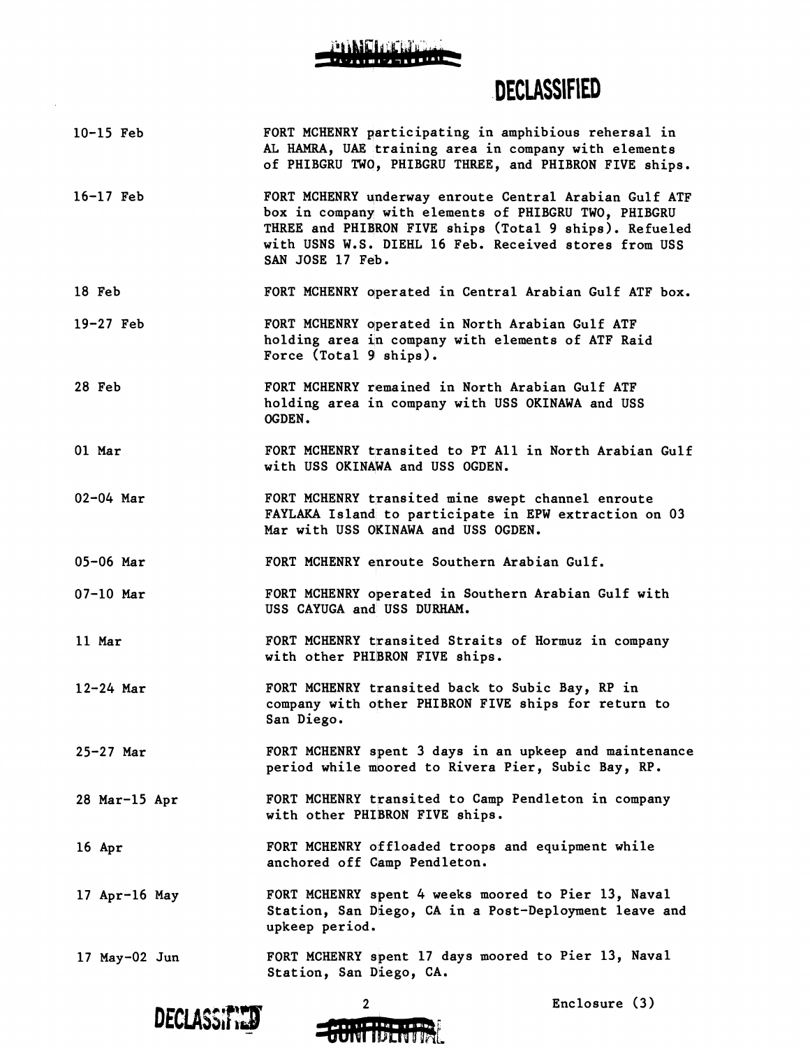CONFIDENTIAL

DECLASSIFIED

| | |
|---|---|
| 10-15 Feb | FORT MCHENRY participating in amphibious rehersal in AL HAMRA, UAE training area in company with elements of PHIBGRU TWO, PHIBGRU THREE, and PHIBRON FIVE ships. |
| 16-17 Feb | FORT MCHENRY underway enroute Central Arabian Gulf ATF box in company with elements of PHIBGRU TWO, PHIBGRU THREE and PHIBRON FIVE ships (Total 9 ships). Refueled with USNS W.S. DIEHL 16 Feb. Received stores from USS SAN JOSE 17 Feb. |
| 18 Feb | FORT MCHENRY operated in Central Arabian Gulf ATF box. |
| 19-27 Feb | FORT MCHENRY operated in North Arabian Gulf ATF holding area in company with elements of ATF Raid Force (Total 9 ships). |
| 28 Feb | FORT MCHENRY remained in North Arabian Gulf ATF holding area in company with USS OKINAWA and USS OGDEN. |
| 01 Mar | FORT MCHENRY transited to PT All in North Arabian Gulf with USS OKINAWA and USS OGDEN. |
| 02-04 Mar | FORT MCHENRY transited mine swept channel enroute FAYLAKA Island to participate in EPW extraction on 03 Mar with USS OKINAWA and USS OGDEN. |
| 05-06 Mar | FORT MCHENRY enroute Southern Arabian Gulf. |
| 07-10 Mar | FORT MCHENRY operated in Southern Arabian Gulf with USS CAYUGA and USS DURHAM. |
| 11 Mar | FORT MCHENRY transited Straits of Hormuz in company with other PHIBRON FIVE ships. |
| 12-24 Mar | FORT MCHENRY transited back to Subic Bay, RP in company with other PHIBRON FIVE ships for return to San Diego. |
| 25-27 Mar | FORT MCHENRY spent 3 days in an upkeep and maintenance period while moored to Rivera Pier, Subic Bay, RP. |
| 28 Mar-15 Apr | FORT MCHENRY transited to Camp Pendleton in company with other PHIBRON FIVE ships. |
| 16 Apr | FORT MCHENRY offloaded troops and equipment while anchored off Camp Pendleton. |
| 17 Apr-16 May | FORT MCHENRY spent 4 weeks moored to Pier 13, Naval Station, San Diego, CA in a Post-Deployment leave and upkeep period. |
| 17 May-02 Jun | FORT MCHENRY spent 17 days moored to Pier 13, Naval Station, San Diego, CA. |

DECLASSIFIED

CONFIDENTIAL

Enclosure (3)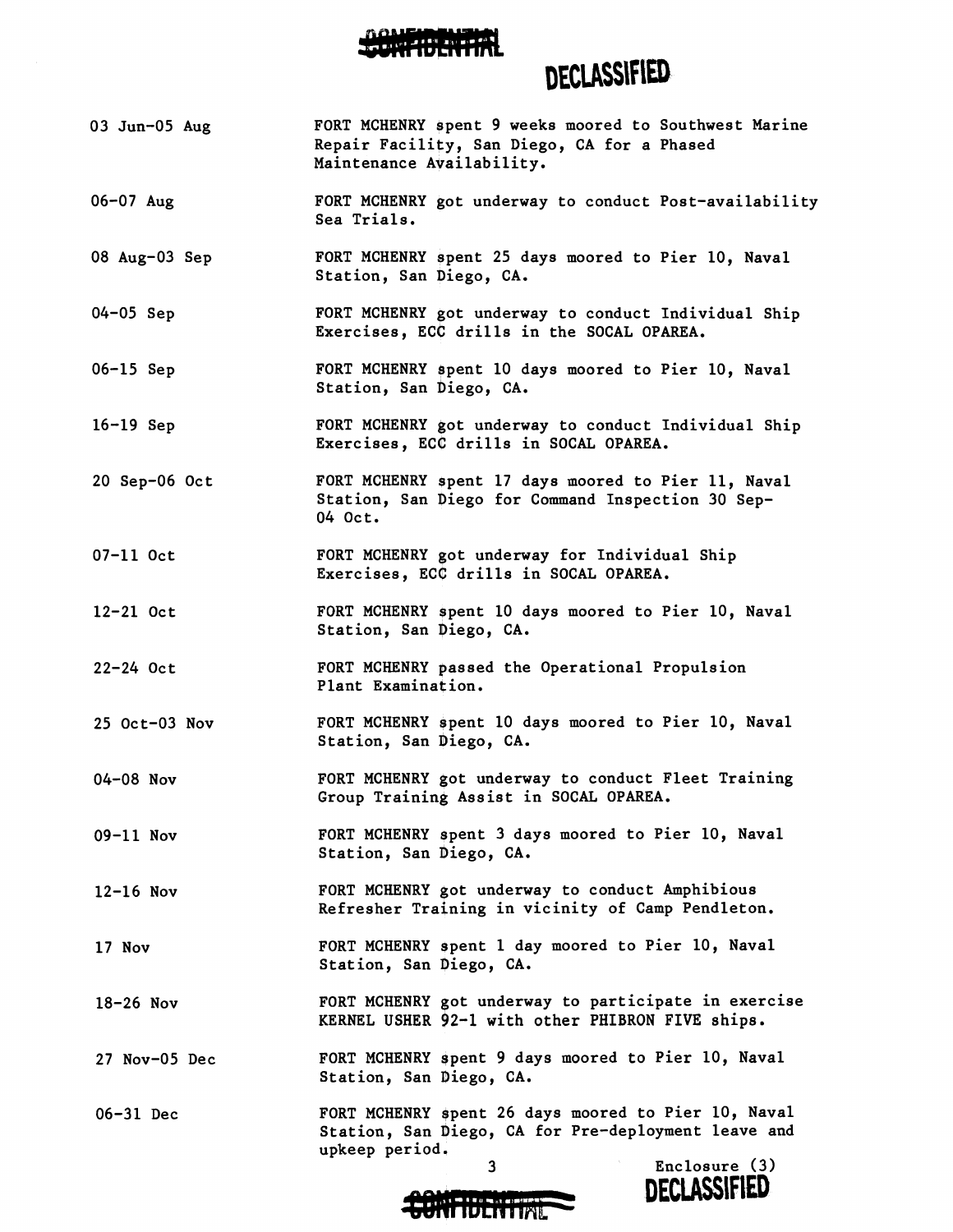~~CONFIDENTIAL~~

DECLASSIFIED

| | |
|---|---|
| 03 Jun-05 Aug | FORT MCHENRY spent 9 weeks moored to Southwest Marine Repair Facility, San Diego, CA for a Phased Maintenance Availability. |
| 06-07 Aug | FORT MCHENRY got underway to conduct Post-availability Sea Trials. |
| 08 Aug-03 Sep | FORT MCHENRY spent 25 days moored to Pier 10, Naval Station, San Diego, CA. |
| 04-05 Sep | FORT MCHENRY got underway to conduct Individual Ship Exercises, ECC drills in the SOCAL OPAREA. |
| 06-15 Sep | FORT MCHENRY spent 10 days moored to Pier 10, Naval Station, San Diego, CA. |
| 16-19 Sep | FORT MCHENRY got underway to conduct Individual Ship Exercises, ECC drills in SOCAL OPAREA. |
| 20 Sep-06 Oct | FORT MCHENRY spent 17 days moored to Pier 11, Naval Station, San Diego for Command Inspection 30 Sep-04 Oct. |
| 07-11 Oct | FORT MCHENRY got underway for Individual Ship Exercises, ECC drills in SOCAL OPAREA. |
| 12-21 Oct | FORT MCHENRY spent 10 days moored to Pier 10, Naval Station, San Diego, CA. |
| 22-24 Oct | FORT MCHENRY passed the Operational Propulsion Plant Examination. |
| 25 Oct-03 Nov | FORT MCHENRY spent 10 days moored to Pier 10, Naval Station, San Diego, CA. |
| 04-08 Nov | FORT MCHENRY got underway to conduct Fleet Training Group Training Assist in SOCAL OPAREA. |
| 09-11 Nov | FORT MCHENRY spent 3 days moored to Pier 10, Naval Station, San Diego, CA. |
| 12-16 Nov | FORT MCHENRY got underway to conduct Amphibious Refresher Training in vicinity of Camp Pendleton. |
| 17 Nov | FORT MCHENRY spent 1 day moored to Pier 10, Naval Station, San Diego, CA. |
| 18-26 Nov | FORT MCHENRY got underway to participate in exercise KERNEL USHER 92-1 with other PHIBRON FIVE ships. |
| 27 Nov-05 Dec | FORT MCHENRY spent 9 days moored to Pier 10, Naval Station, San Diego, CA. |
| 06-31 Dec | FORT MCHENRY spent 26 days moored to Pier 10, Naval Station, San Diego, CA for Pre-deployment leave and upkeep period. |

Enclosure (3)

~~CONFIDENTIAL~~

DECLASSIFIED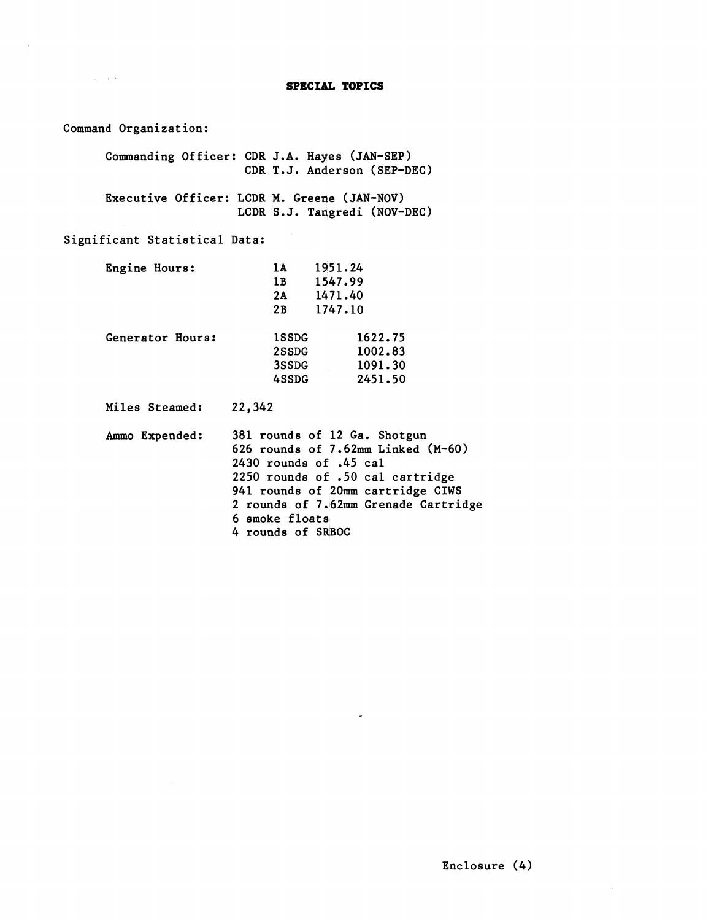# SPECIAL TOPICS

Command Organization:

Commanding Officer: CDR J.A. Hayes (JAN-SEP)
CDR T.J. Anderson (SEP-DEC)

Executive Officer: LCDR M. Greene (JAN-NOV)
LCDR S.J. Tangredi (NOV-DEC)

Significant Statistical Data:

| | | |
|---|---|---|
| Engine Hours: | 1A | 1951.24 |
| | 1B | 1547.99 |
| | 2A | 1471.40 |
| | 2B | 1747.10 |
| Generator Hours: | 1SSDG | 1622.75 |
| | 2SSDG | 1002.83 |
| | 3SSDG | 1091.30 |
| | 4SSDG | 2451.50 |

Miles Steamed: 22,342

Ammo Expended:
- 381 rounds of 12 Ga. Shotgun
- 626 rounds of 7.62mm Linked (M-60)
- 2430 rounds of .45 cal
- 2250 rounds of .50 cal cartridge
- 941 rounds of 20mm cartridge CIWS
- 2 rounds of 7.62mm Grenade Cartridge
- 6 smoke floats
- 4 rounds of SRBOC

Enclosure (4)